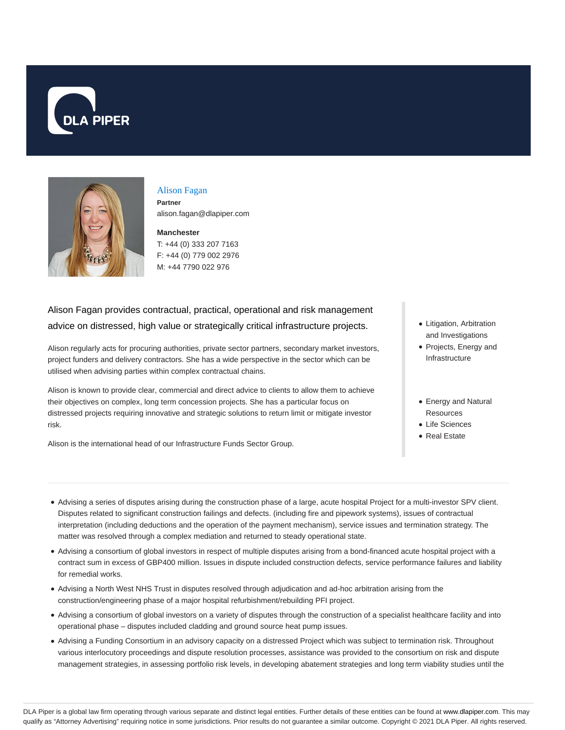DLA PIPER

## Alison Fagan

**Partner**

alison.fagan@dlapiper.com

**Manchester**

T: +44 (0) 333 207 7163

F: +44 (0) 779 002 2976

M: +44 7790 022 976

Alison Fagan provides contractual, practical, operational and risk management advice on distressed, high value or strategically critical infrastructure projects.

Alison regularly acts for procuring authorities, private sector partners, secondary market investors, project funders and delivery contractors. She has a wide perspective in the sector which can be utilised when advising parties within complex contractual chains.

Alison is known to provide clear, commercial and direct advice to clients to allow them to achieve their objectives on complex, long term concession projects. She has a particular focus on distressed projects requiring innovative and strategic solutions to return limit or mitigate investor risk.

Alison is the international head of our Infrastructure Funds Sector Group.

- Litigation, Arbitration and Investigations
- Projects, Energy and Infrastructure

- Energy and Natural Resources
- Life Sciences
- Real Estate

---

- Advising a series of disputes arising during the construction phase of a large, acute hospital Project for a multi-investor SPV client. Disputes related to significant construction failings and defects. (including fire and pipework systems), issues of contractual interpretation (including deductions and the operation of the payment mechanism), service issues and termination strategy. The matter was resolved through a complex mediation and returned to steady operational state.
- Advising a consortium of global investors in respect of multiple disputes arising from a bond-financed acute hospital project with a contract sum in excess of GBP400 million. Issues in dispute included construction defects, service performance failures and liability for remedial works.
- Advising a North West NHS Trust in disputes resolved through adjudication and ad-hoc arbitration arising from the construction/engineering phase of a major hospital refurbishment/rebuilding PFI project.
- Advising a consortium of global investors on a variety of disputes through the construction of a specialist healthcare facility and into operational phase – disputes included cladding and ground source heat pump issues.
- Advising a Funding Consortium in an advisory capacity on a distressed Project which was subject to termination risk. Throughout various interlocutory proceedings and dispute resolution processes, assistance was provided to the consortium on risk and dispute management strategies, in assessing portfolio risk levels, in developing abatement strategies and long term viability studies until the

DLA Piper is a global law firm operating through various separate and distinct legal entities. Further details of these entities can be found at www.dlapiper.com. This may qualify as "Attorney Advertising" requiring notice in some jurisdictions. Prior results do not guarantee a similar outcome. Copyright © 2021 DLA Piper. All rights reserved.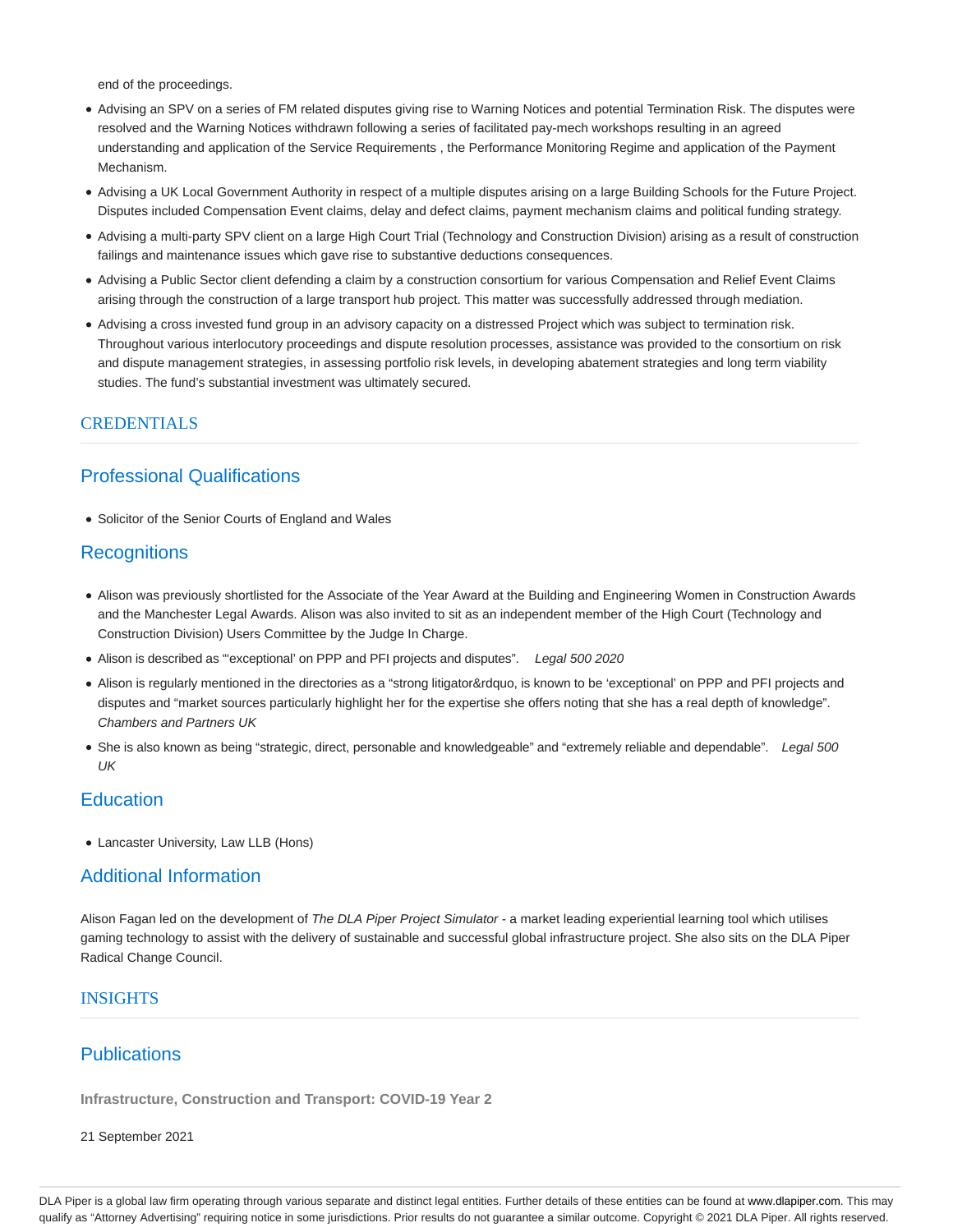end of the proceedings.

- Advising an SPV on a series of FM related disputes giving rise to Warning Notices and potential Termination Risk. The disputes were resolved and the Warning Notices withdrawn following a series of facilitated pay-mech workshops resulting in an agreed understanding and application of the Service Requirements , the Performance Monitoring Regime and application of the Payment Mechanism.
- Advising a UK Local Government Authority in respect of a multiple disputes arising on a large Building Schools for the Future Project. Disputes included Compensation Event claims, delay and defect claims, payment mechanism claims and political funding strategy.
- Advising a multi-party SPV client on a large High Court Trial (Technology and Construction Division) arising as a result of construction failings and maintenance issues which gave rise to substantive deductions consequences.
- Advising a Public Sector client defending a claim by a construction consortium for various Compensation and Relief Event Claims arising through the construction of a large transport hub project. This matter was successfully addressed through mediation.
- Advising a cross invested fund group in an advisory capacity on a distressed Project which was subject to termination risk. Throughout various interlocutory proceedings and dispute resolution processes, assistance was provided to the consortium on risk and dispute management strategies, in assessing portfolio risk levels, in developing abatement strategies and long term viability studies. The fund's substantial investment was ultimately secured.

## CREDENTIALS

### Professional Qualifications

- Solicitor of the Senior Courts of England and Wales

### Recognitions

- Alison was previously shortlisted for the Associate of the Year Award at the Building and Engineering Women in Construction Awards and the Manchester Legal Awards. Alison was also invited to sit as an independent member of the High Court (Technology and Construction Division) Users Committee by the Judge In Charge.
- Alison is described as "'exceptional' on PPP and PFI projects and disputes". *Legal 500 2020*
- Alison is regularly mentioned in the directories as a "strong litigator&rdquo, is known to be 'exceptional' on PPP and PFI projects and disputes and "market sources particularly highlight her for the expertise she offers noting that she has a real depth of knowledge". *Chambers and Partners UK*
- She is also known as being "strategic, direct, personable and knowledgeable" and "extremely reliable and dependable". *Legal 500 UK*

### Education

- Lancaster University, Law LLB (Hons)

### Additional Information

Alison Fagan led on the development of *The DLA Piper Project Simulator* - a market leading experiential learning tool which utilises gaming technology to assist with the delivery of sustainable and successful global infrastructure project. She also sits on the DLA Piper Radical Change Council.

## INSIGHTS

### Publications

**Infrastructure, Construction and Transport: COVID-19 Year 2**

21 September 2021

DLA Piper is a global law firm operating through various separate and distinct legal entities. Further details of these entities can be found at www.dlapiper.com. This may qualify as "Attorney Advertising" requiring notice in some jurisdictions. Prior results do not guarantee a similar outcome. Copyright © 2021 DLA Piper. All rights reserved.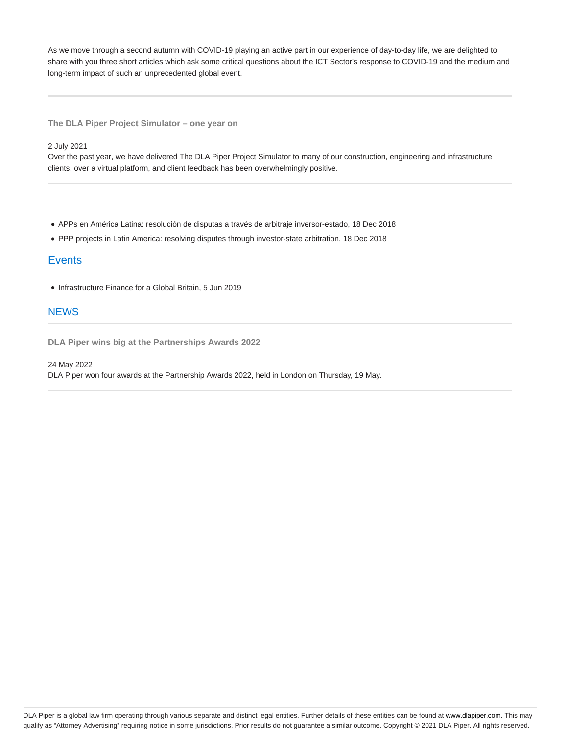As we move through a second autumn with COVID-19 playing an active part in our experience of day-to-day life, we are delighted to share with you three short articles which ask some critical questions about the ICT Sector's response to COVID-19 and the medium and long-term impact of such an unprecedented global event.

---

**The DLA Piper Project Simulator – one year on**

2 July 2021
Over the past year, we have delivered The DLA Piper Project Simulator to many of our construction, engineering and infrastructure clients, over a virtual platform, and client feedback has been overwhelmingly positive.

---

- APPs en América Latina: resolución de disputas a través de arbitraje inversor-estado, 18 Dec 2018
- PPP projects in Latin America: resolving disputes through investor-state arbitration, 18 Dec 2018

## Events

- Infrastructure Finance for a Global Britain, 5 Jun 2019

## NEWS

**DLA Piper wins big at the Partnerships Awards 2022**

24 May 2022
DLA Piper won four awards at the Partnership Awards 2022, held in London on Thursday, 19 May.

---

DLA Piper is a global law firm operating through various separate and distinct legal entities. Further details of these entities can be found at www.dlapiper.com. This may qualify as "Attorney Advertising" requiring notice in some jurisdictions. Prior results do not guarantee a similar outcome. Copyright © 2021 DLA Piper. All rights reserved.